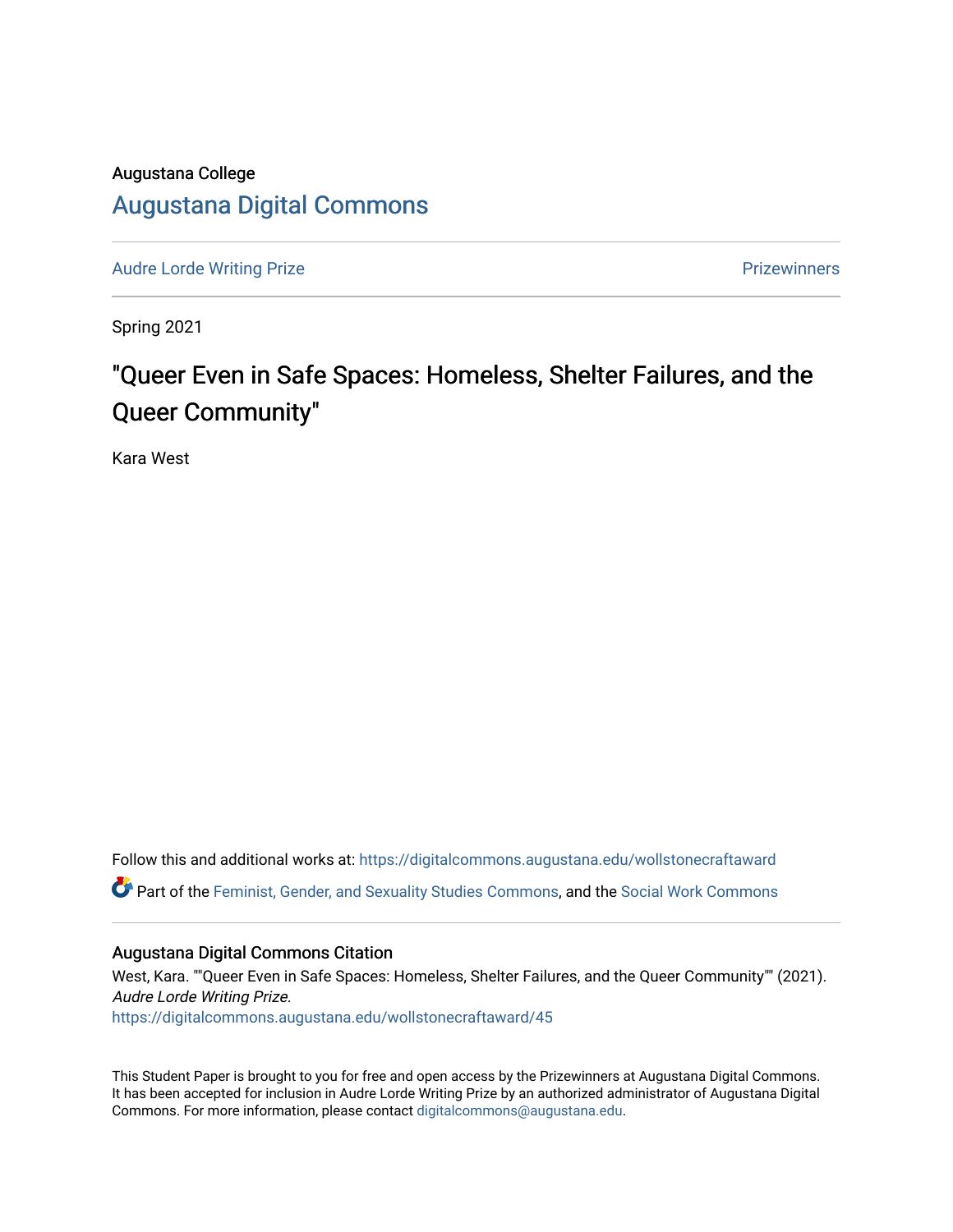Augustana College

# Augustana Digital Commons

Audre Lorde Writing Prize | Prizewinners

Spring 2021

## "Queer Even in Safe Spaces: Homeless, Shelter Failures, and the Queer Community"

Kara West

Follow this and additional works at: https://digitalcommons.augustana.edu/wollstonecraftaward

Part of the Feminist, Gender, and Sexuality Studies Commons, and the Social Work Commons

### Augustana Digital Commons Citation

West, Kara. ""Queer Even in Safe Spaces: Homeless, Shelter Failures, and the Queer Community"" (2021). *Audre Lorde Writing Prize.*
https://digitalcommons.augustana.edu/wollstonecraftaward/45

This Student Paper is brought to you for free and open access by the Prizewinners at Augustana Digital Commons. It has been accepted for inclusion in Audre Lorde Writing Prize by an authorized administrator of Augustana Digital Commons. For more information, please contact digitalcommons@augustana.edu.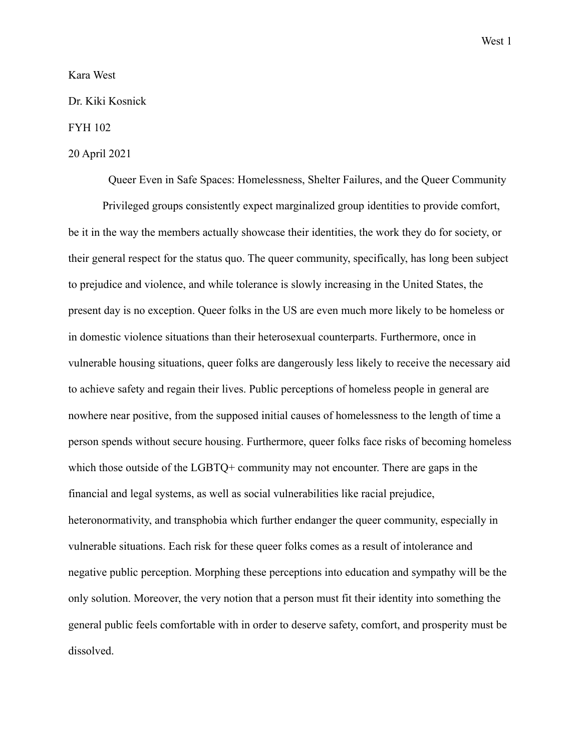Kara West

Dr. Kiki Kosnick

FYH 102

20 April 2021

# Queer Even in Safe Spaces: Homelessness, Shelter Failures, and the Queer Community

Privileged groups consistently expect marginalized group identities to provide comfort, be it in the way the members actually showcase their identities, the work they do for society, or their general respect for the status quo. The queer community, specifically, has long been subject to prejudice and violence, and while tolerance is slowly increasing in the United States, the present day is no exception. Queer folks in the US are even much more likely to be homeless or in domestic violence situations than their heterosexual counterparts. Furthermore, once in vulnerable housing situations, queer folks are dangerously less likely to receive the necessary aid to achieve safety and regain their lives. Public perceptions of homeless people in general are nowhere near positive, from the supposed initial causes of homelessness to the length of time a person spends without secure housing. Furthermore, queer folks face risks of becoming homeless which those outside of the LGBTQ+ community may not encounter. There are gaps in the financial and legal systems, as well as social vulnerabilities like racial prejudice, heteronormativity, and transphobia which further endanger the queer community, especially in vulnerable situations. Each risk for these queer folks comes as a result of intolerance and negative public perception. Morphing these perceptions into education and sympathy will be the only solution. Moreover, the very notion that a person must fit their identity into something the general public feels comfortable with in order to deserve safety, comfort, and prosperity must be dissolved.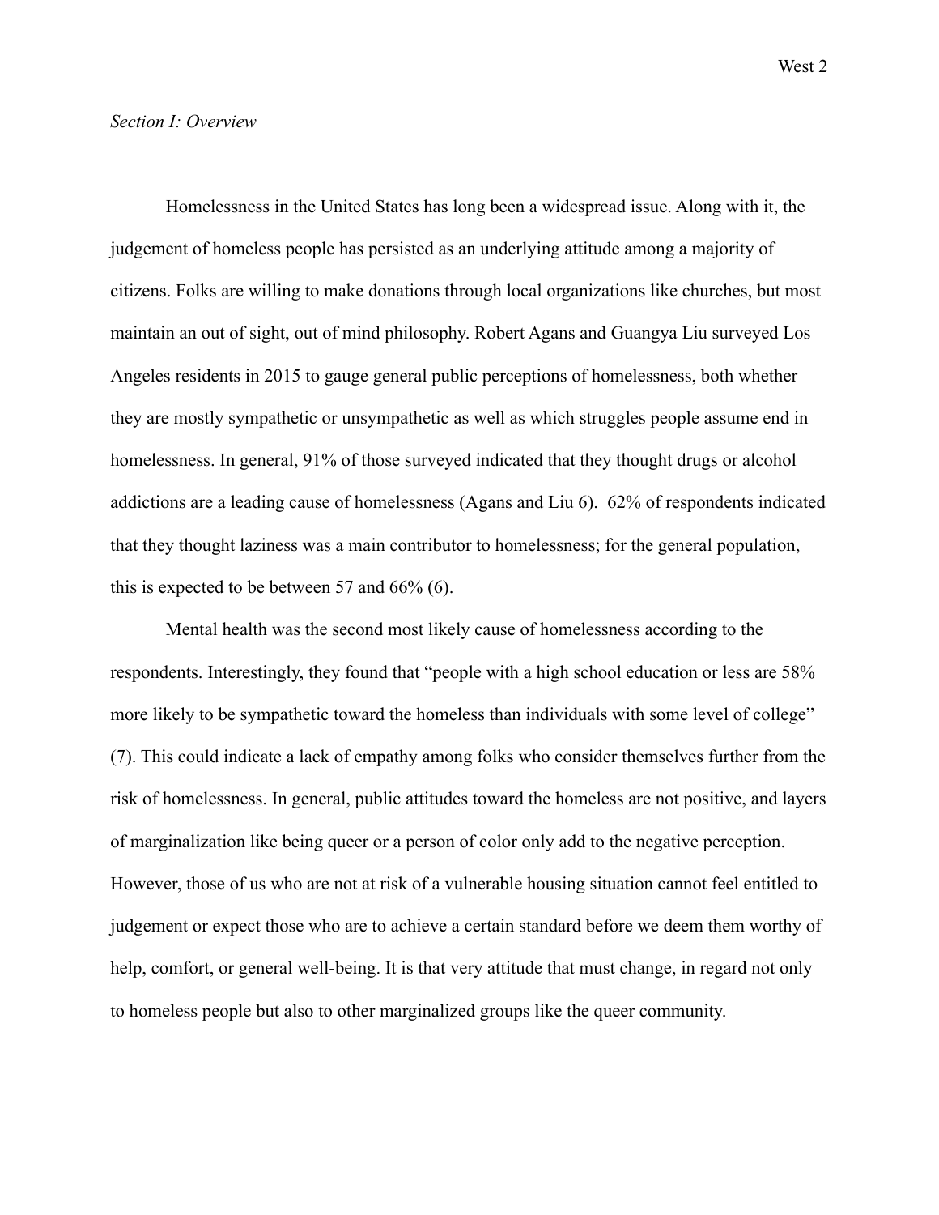*Section I: Overview*

Homelessness in the United States has long been a widespread issue. Along with it, the judgement of homeless people has persisted as an underlying attitude among a majority of citizens. Folks are willing to make donations through local organizations like churches, but most maintain an out of sight, out of mind philosophy. Robert Agans and Guangya Liu surveyed Los Angeles residents in 2015 to gauge general public perceptions of homelessness, both whether they are mostly sympathetic or unsympathetic as well as which struggles people assume end in homelessness. In general, 91% of those surveyed indicated that they thought drugs or alcohol addictions are a leading cause of homelessness (Agans and Liu 6). 62% of respondents indicated that they thought laziness was a main contributor to homelessness; for the general population, this is expected to be between 57 and 66% (6).

Mental health was the second most likely cause of homelessness according to the respondents. Interestingly, they found that "people with a high school education or less are 58% more likely to be sympathetic toward the homeless than individuals with some level of college" (7). This could indicate a lack of empathy among folks who consider themselves further from the risk of homelessness. In general, public attitudes toward the homeless are not positive, and layers of marginalization like being queer or a person of color only add to the negative perception. However, those of us who are not at risk of a vulnerable housing situation cannot feel entitled to judgement or expect those who are to achieve a certain standard before we deem them worthy of help, comfort, or general well-being. It is that very attitude that must change, in regard not only to homeless people but also to other marginalized groups like the queer community.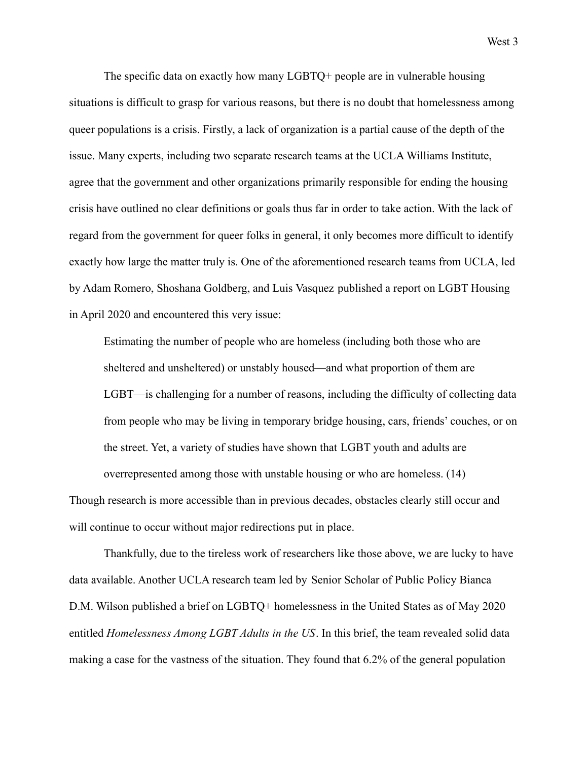The specific data on exactly how many LGBTQ+ people are in vulnerable housing situations is difficult to grasp for various reasons, but there is no doubt that homelessness among queer populations is a crisis. Firstly, a lack of organization is a partial cause of the depth of the issue. Many experts, including two separate research teams at the UCLA Williams Institute, agree that the government and other organizations primarily responsible for ending the housing crisis have outlined no clear definitions or goals thus far in order to take action. With the lack of regard from the government for queer folks in general, it only becomes more difficult to identify exactly how large the matter truly is. One of the aforementioned research teams from UCLA, led by Adam Romero, Shoshana Goldberg, and Luis Vasquez published a report on LGBT Housing in April 2020 and encountered this very issue:

> Estimating the number of people who are homeless (including both those who are sheltered and unsheltered) or unstably housed—and what proportion of them are LGBT—is challenging for a number of reasons, including the difficulty of collecting data from people who may be living in temporary bridge housing, cars, friends' couches, or on the street. Yet, a variety of studies have shown that LGBT youth and adults are overrepresented among those with unstable housing or who are homeless. (14)

Though research is more accessible than in previous decades, obstacles clearly still occur and will continue to occur without major redirections put in place.

Thankfully, due to the tireless work of researchers like those above, we are lucky to have data available. Another UCLA research team led by Senior Scholar of Public Policy Bianca D.M. Wilson published a brief on LGBTQ+ homelessness in the United States as of May 2020 entitled *Homelessness Among LGBT Adults in the US*. In this brief, the team revealed solid data making a case for the vastness of the situation. They found that 6.2% of the general population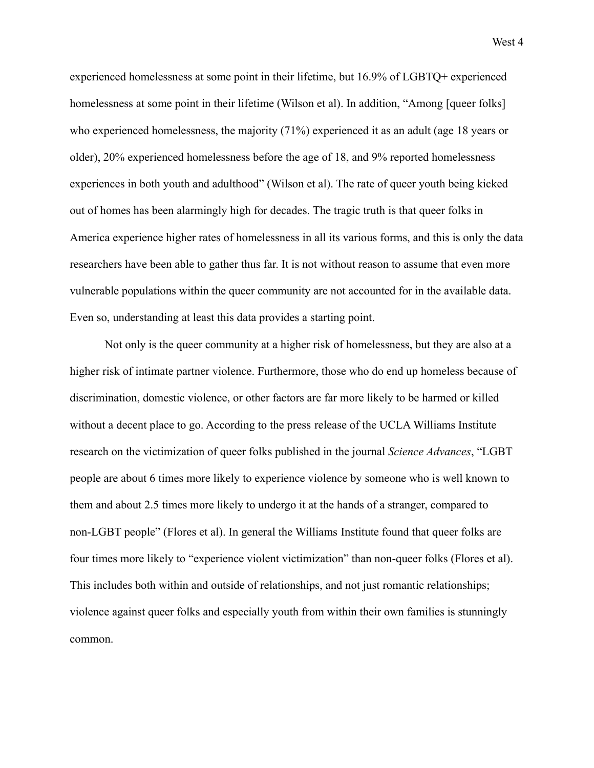experienced homelessness at some point in their lifetime, but 16.9% of LGBTQ+ experienced homelessness at some point in their lifetime (Wilson et al). In addition, "Among [queer folks] who experienced homelessness, the majority (71%) experienced it as an adult (age 18 years or older), 20% experienced homelessness before the age of 18, and 9% reported homelessness experiences in both youth and adulthood" (Wilson et al). The rate of queer youth being kicked out of homes has been alarmingly high for decades. The tragic truth is that queer folks in America experience higher rates of homelessness in all its various forms, and this is only the data researchers have been able to gather thus far. It is not without reason to assume that even more vulnerable populations within the queer community are not accounted for in the available data. Even so, understanding at least this data provides a starting point.

Not only is the queer community at a higher risk of homelessness, but they are also at a higher risk of intimate partner violence. Furthermore, those who do end up homeless because of discrimination, domestic violence, or other factors are far more likely to be harmed or killed without a decent place to go. According to the press release of the UCLA Williams Institute research on the victimization of queer folks published in the journal *Science Advances*, "LGBT people are about 6 times more likely to experience violence by someone who is well known to them and about 2.5 times more likely to undergo it at the hands of a stranger, compared to non-LGBT people" (Flores et al). In general the Williams Institute found that queer folks are four times more likely to "experience violent victimization" than non-queer folks (Flores et al). This includes both within and outside of relationships, and not just romantic relationships; violence against queer folks and especially youth from within their own families is stunningly common.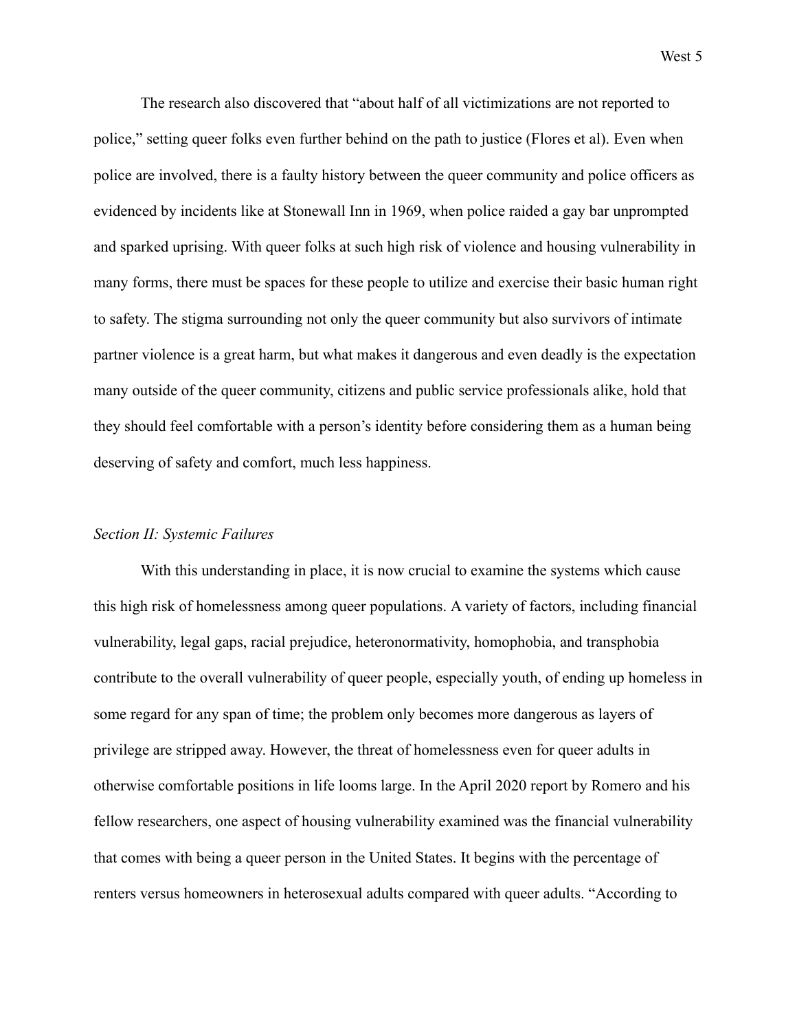The research also discovered that "about half of all victimizations are not reported to police," setting queer folks even further behind on the path to justice (Flores et al). Even when police are involved, there is a faulty history between the queer community and police officers as evidenced by incidents like at Stonewall Inn in 1969, when police raided a gay bar unprompted and sparked uprising. With queer folks at such high risk of violence and housing vulnerability in many forms, there must be spaces for these people to utilize and exercise their basic human right to safety. The stigma surrounding not only the queer community but also survivors of intimate partner violence is a great harm, but what makes it dangerous and even deadly is the expectation many outside of the queer community, citizens and public service professionals alike, hold that they should feel comfortable with a person's identity before considering them as a human being deserving of safety and comfort, much less happiness.

*Section II: Systemic Failures*

With this understanding in place, it is now crucial to examine the systems which cause this high risk of homelessness among queer populations. A variety of factors, including financial vulnerability, legal gaps, racial prejudice, heteronormativity, homophobia, and transphobia contribute to the overall vulnerability of queer people, especially youth, of ending up homeless in some regard for any span of time; the problem only becomes more dangerous as layers of privilege are stripped away. However, the threat of homelessness even for queer adults in otherwise comfortable positions in life looms large. In the April 2020 report by Romero and his fellow researchers, one aspect of housing vulnerability examined was the financial vulnerability that comes with being a queer person in the United States. It begins with the percentage of renters versus homeowners in heterosexual adults compared with queer adults. "According to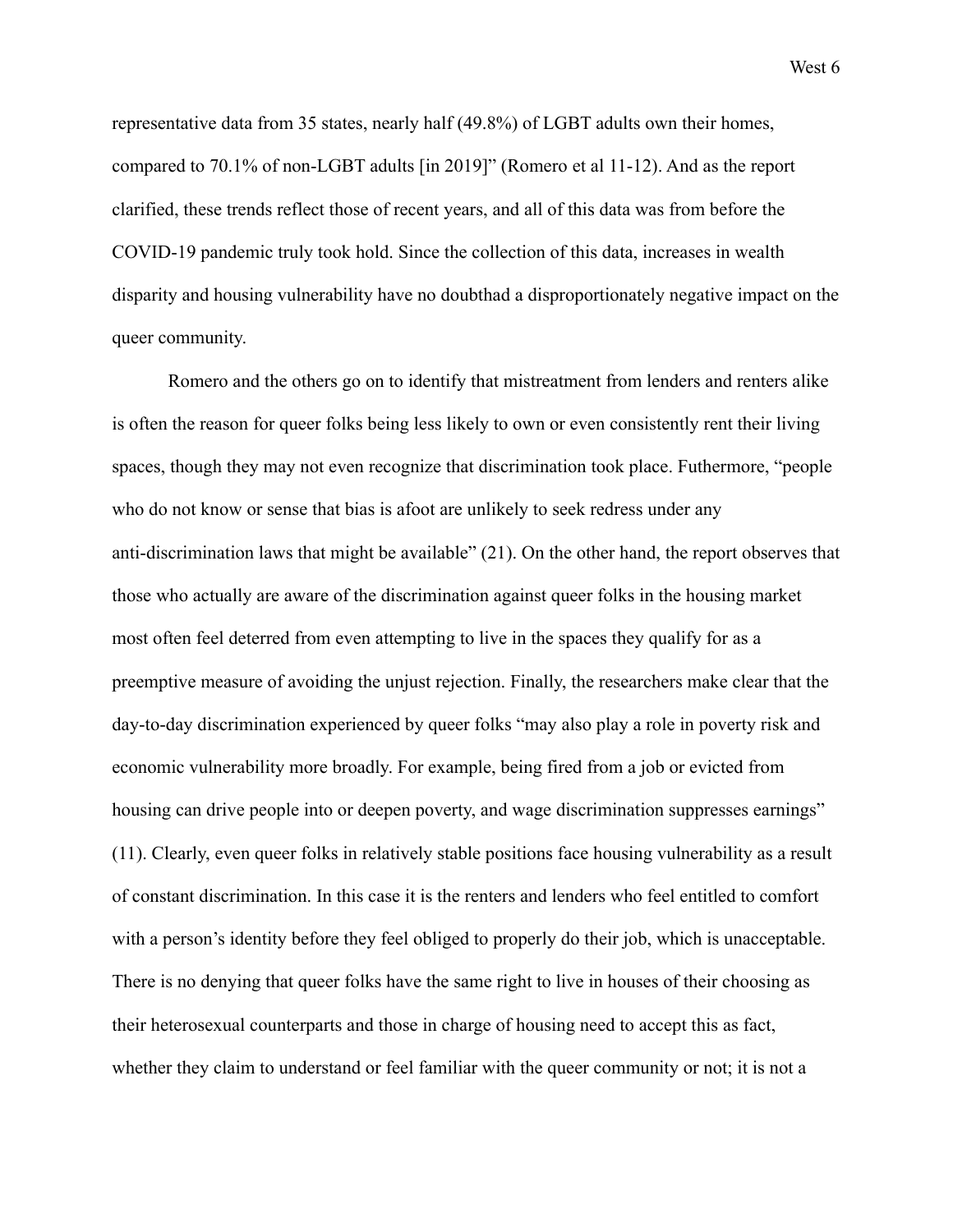representative data from 35 states, nearly half (49.8%) of LGBT adults own their homes, compared to 70.1% of non-LGBT adults [in 2019]" (Romero et al 11-12). And as the report clarified, these trends reflect those of recent years, and all of this data was from before the COVID-19 pandemic truly took hold. Since the collection of this data, increases in wealth disparity and housing vulnerability have no doubthad a disproportionately negative impact on the queer community.

Romero and the others go on to identify that mistreatment from lenders and renters alike is often the reason for queer folks being less likely to own or even consistently rent their living spaces, though they may not even recognize that discrimination took place. Futhermore, "people who do not know or sense that bias is afoot are unlikely to seek redress under any anti-discrimination laws that might be available" (21). On the other hand, the report observes that those who actually are aware of the discrimination against queer folks in the housing market most often feel deterred from even attempting to live in the spaces they qualify for as a preemptive measure of avoiding the unjust rejection. Finally, the researchers make clear that the day-to-day discrimination experienced by queer folks "may also play a role in poverty risk and economic vulnerability more broadly. For example, being fired from a job or evicted from housing can drive people into or deepen poverty, and wage discrimination suppresses earnings" (11). Clearly, even queer folks in relatively stable positions face housing vulnerability as a result of constant discrimination. In this case it is the renters and lenders who feel entitled to comfort with a person's identity before they feel obliged to properly do their job, which is unacceptable. There is no denying that queer folks have the same right to live in houses of their choosing as their heterosexual counterparts and those in charge of housing need to accept this as fact, whether they claim to understand or feel familiar with the queer community or not; it is not a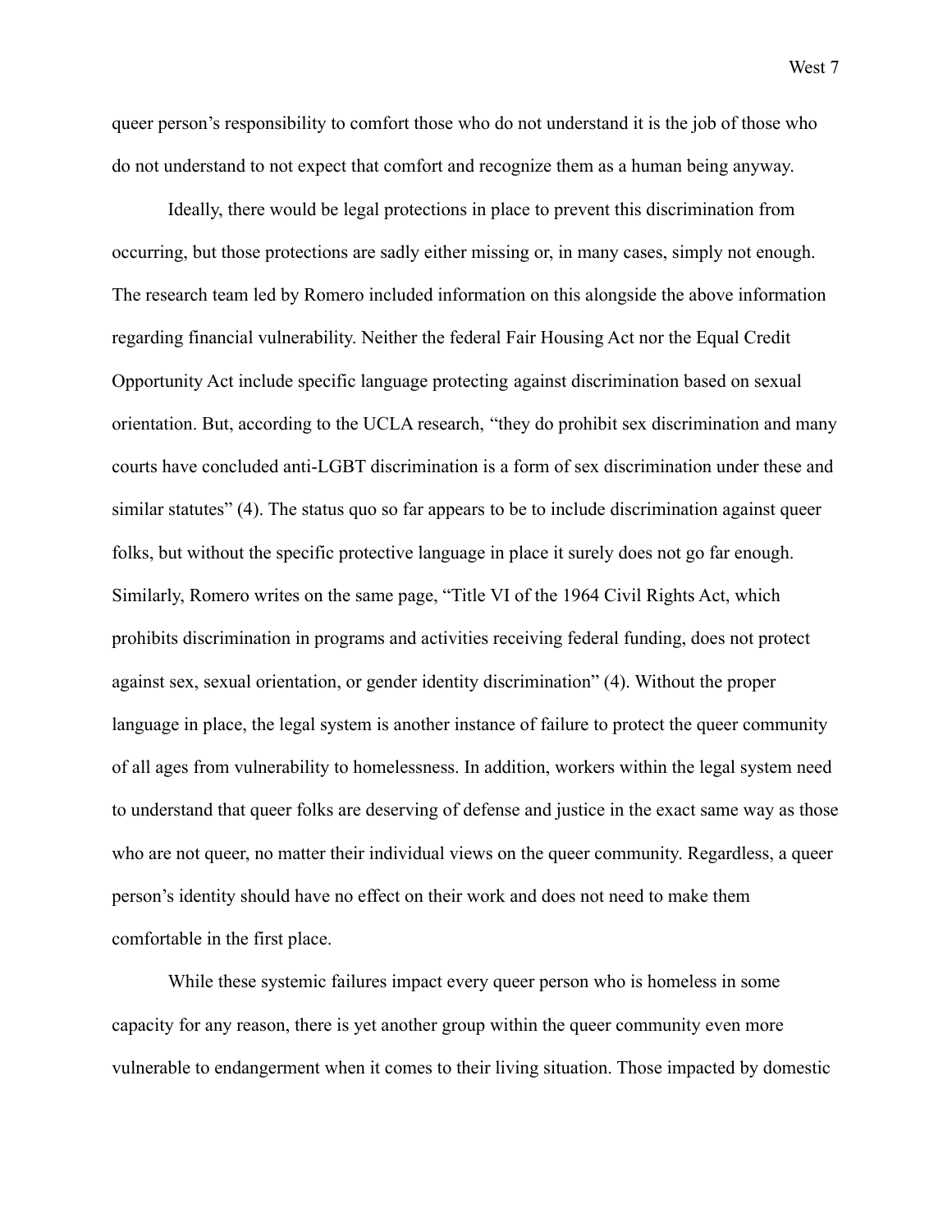queer person's responsibility to comfort those who do not understand it is the job of those who do not understand to not expect that comfort and recognize them as a human being anyway.

Ideally, there would be legal protections in place to prevent this discrimination from occurring, but those protections are sadly either missing or, in many cases, simply not enough. The research team led by Romero included information on this alongside the above information regarding financial vulnerability. Neither the federal Fair Housing Act nor the Equal Credit Opportunity Act include specific language protecting against discrimination based on sexual orientation. But, according to the UCLA research, "they do prohibit sex discrimination and many courts have concluded anti-LGBT discrimination is a form of sex discrimination under these and similar statutes" (4). The status quo so far appears to be to include discrimination against queer folks, but without the specific protective language in place it surely does not go far enough. Similarly, Romero writes on the same page, "Title VI of the 1964 Civil Rights Act, which prohibits discrimination in programs and activities receiving federal funding, does not protect against sex, sexual orientation, or gender identity discrimination" (4). Without the proper language in place, the legal system is another instance of failure to protect the queer community of all ages from vulnerability to homelessness. In addition, workers within the legal system need to understand that queer folks are deserving of defense and justice in the exact same way as those who are not queer, no matter their individual views on the queer community. Regardless, a queer person's identity should have no effect on their work and does not need to make them comfortable in the first place.

While these systemic failures impact every queer person who is homeless in some capacity for any reason, there is yet another group within the queer community even more vulnerable to endangerment when it comes to their living situation. Those impacted by domestic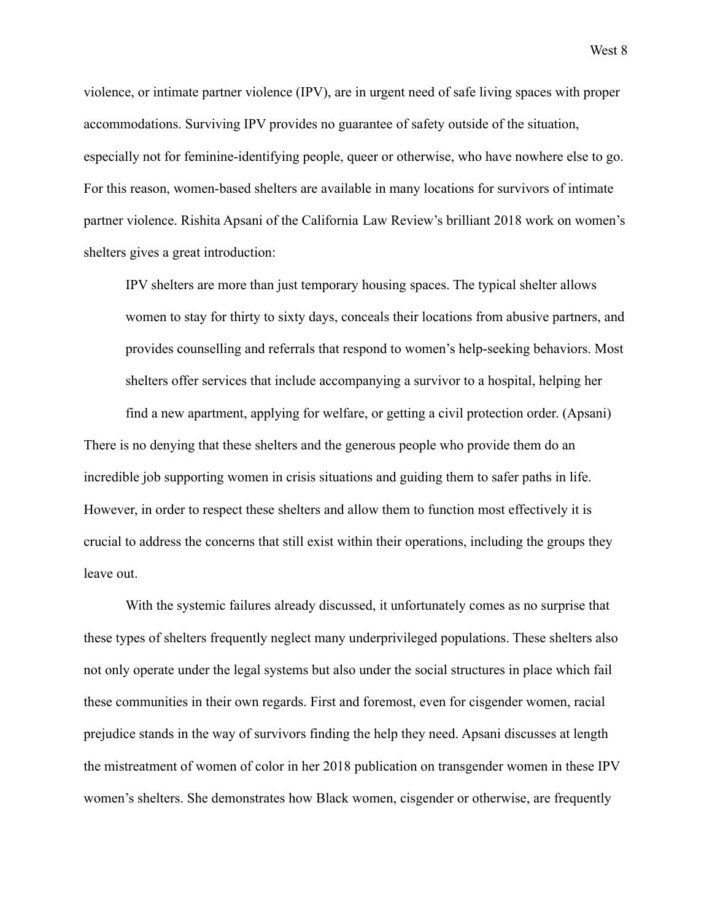violence, or intimate partner violence (IPV), are in urgent need of safe living spaces with proper accommodations. Surviving IPV provides no guarantee of safety outside of the situation, especially not for feminine-identifying people, queer or otherwise, who have nowhere else to go. For this reason, women-based shelters are available in many locations for survivors of intimate partner violence. Rishita Apsani of the California Law Review's brilliant 2018 work on women's shelters gives a great introduction:

> IPV shelters are more than just temporary housing spaces. The typical shelter allows women to stay for thirty to sixty days, conceals their locations from abusive partners, and provides counselling and referrals that respond to women's help-seeking behaviors. Most shelters offer services that include accompanying a survivor to a hospital, helping her find a new apartment, applying for welfare, or getting a civil protection order. (Apsani)

There is no denying that these shelters and the generous people who provide them do an incredible job supporting women in crisis situations and guiding them to safer paths in life. However, in order to respect these shelters and allow them to function most effectively it is crucial to address the concerns that still exist within their operations, including the groups they leave out.

With the systemic failures already discussed, it unfortunately comes as no surprise that these types of shelters frequently neglect many underprivileged populations. These shelters also not only operate under the legal systems but also under the social structures in place which fail these communities in their own regards. First and foremost, even for cisgender women, racial prejudice stands in the way of survivors finding the help they need. Apsani discusses at length the mistreatment of women of color in her 2018 publication on transgender women in these IPV women's shelters. She demonstrates how Black women, cisgender or otherwise, are frequently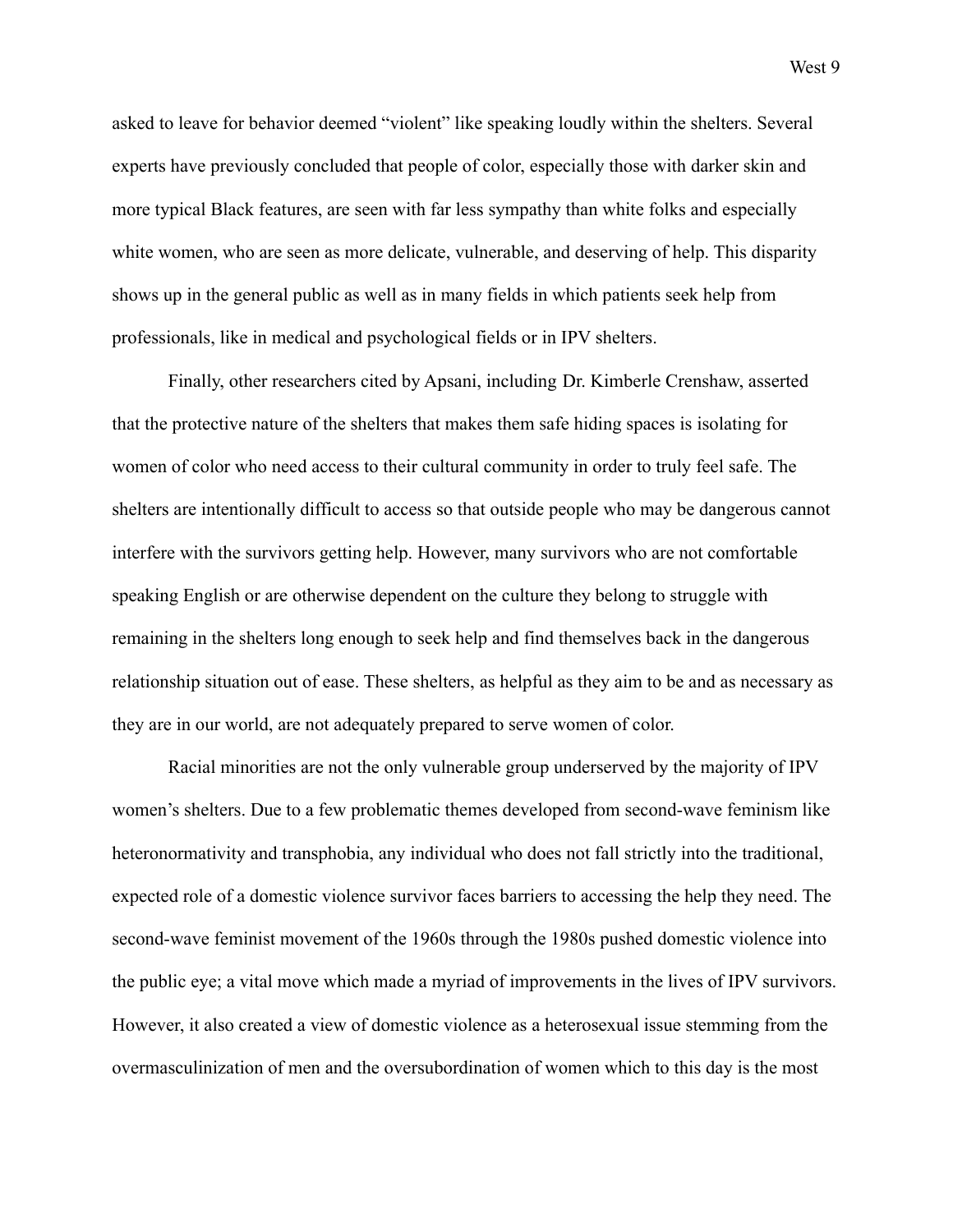asked to leave for behavior deemed "violent" like speaking loudly within the shelters. Several experts have previously concluded that people of color, especially those with darker skin and more typical Black features, are seen with far less sympathy than white folks and especially white women, who are seen as more delicate, vulnerable, and deserving of help. This disparity shows up in the general public as well as in many fields in which patients seek help from professionals, like in medical and psychological fields or in IPV shelters.

Finally, other researchers cited by Apsani, including Dr. Kimberle Crenshaw, asserted that the protective nature of the shelters that makes them safe hiding spaces is isolating for women of color who need access to their cultural community in order to truly feel safe. The shelters are intentionally difficult to access so that outside people who may be dangerous cannot interfere with the survivors getting help. However, many survivors who are not comfortable speaking English or are otherwise dependent on the culture they belong to struggle with remaining in the shelters long enough to seek help and find themselves back in the dangerous relationship situation out of ease. These shelters, as helpful as they aim to be and as necessary as they are in our world, are not adequately prepared to serve women of color.

Racial minorities are not the only vulnerable group underserved by the majority of IPV women's shelters. Due to a few problematic themes developed from second-wave feminism like heteronormativity and transphobia, any individual who does not fall strictly into the traditional, expected role of a domestic violence survivor faces barriers to accessing the help they need. The second-wave feminist movement of the 1960s through the 1980s pushed domestic violence into the public eye; a vital move which made a myriad of improvements in the lives of IPV survivors. However, it also created a view of domestic violence as a heterosexual issue stemming from the overmasculinization of men and the oversubordination of women which to this day is the most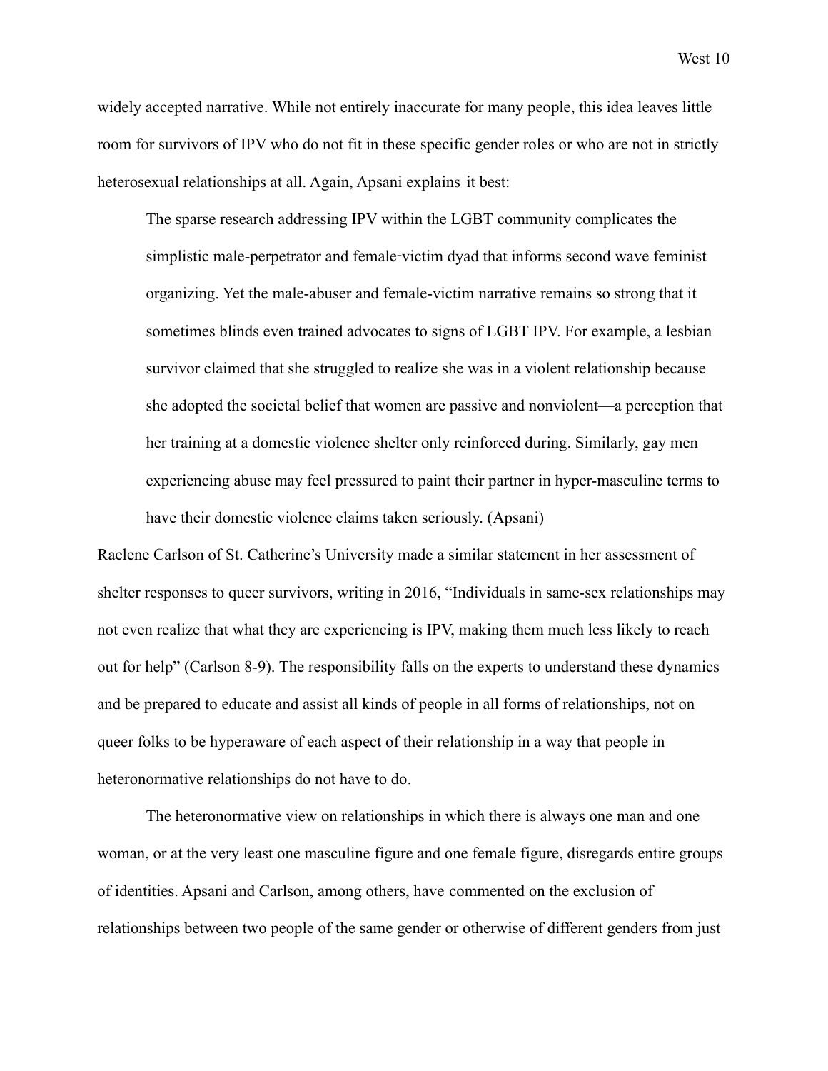widely accepted narrative. While not entirely inaccurate for many people, this idea leaves little room for survivors of IPV who do not fit in these specific gender roles or who are not in strictly heterosexual relationships at all. Again, Apsani explains it best:

> The sparse research addressing IPV within the LGBT community complicates the simplistic male-perpetrator and female-victim dyad that informs second wave feminist organizing. Yet the male-abuser and female-victim narrative remains so strong that it sometimes blinds even trained advocates to signs of LGBT IPV. For example, a lesbian survivor claimed that she struggled to realize she was in a violent relationship because she adopted the societal belief that women are passive and nonviolent—a perception that her training at a domestic violence shelter only reinforced during. Similarly, gay men experiencing abuse may feel pressured to paint their partner in hyper-masculine terms to have their domestic violence claims taken seriously. (Apsani)

Raelene Carlson of St. Catherine's University made a similar statement in her assessment of shelter responses to queer survivors, writing in 2016, "Individuals in same-sex relationships may not even realize that what they are experiencing is IPV, making them much less likely to reach out for help" (Carlson 8-9). The responsibility falls on the experts to understand these dynamics and be prepared to educate and assist all kinds of people in all forms of relationships, not on queer folks to be hyperaware of each aspect of their relationship in a way that people in heteronormative relationships do not have to do.

The heteronormative view on relationships in which there is always one man and one woman, or at the very least one masculine figure and one female figure, disregards entire groups of identities. Apsani and Carlson, among others, have commented on the exclusion of relationships between two people of the same gender or otherwise of different genders from just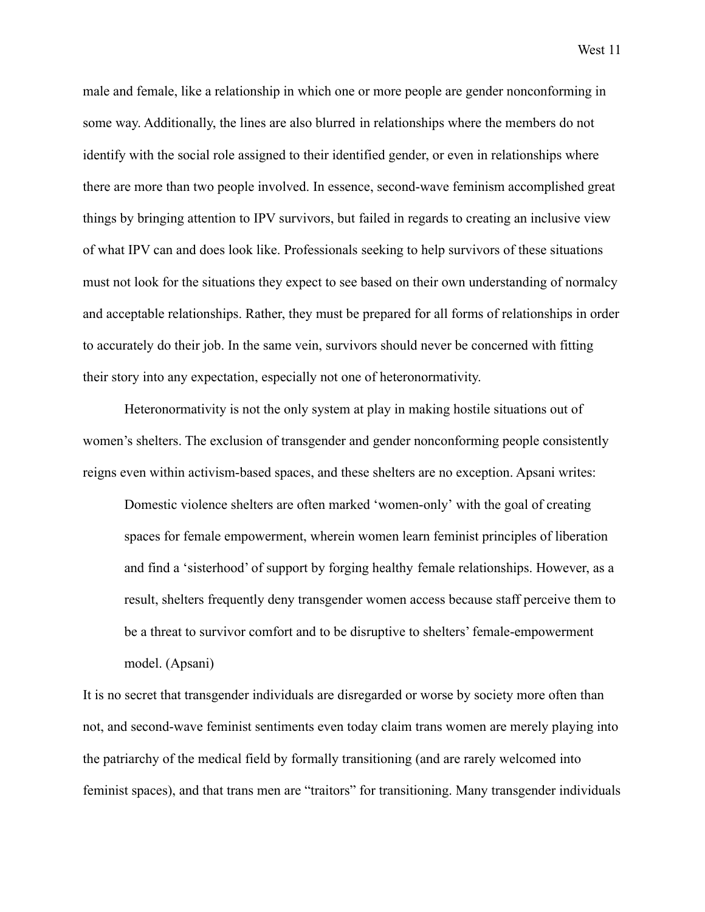male and female, like a relationship in which one or more people are gender nonconforming in some way. Additionally, the lines are also blurred in relationships where the members do not identify with the social role assigned to their identified gender, or even in relationships where there are more than two people involved. In essence, second-wave feminism accomplished great things by bringing attention to IPV survivors, but failed in regards to creating an inclusive view of what IPV can and does look like. Professionals seeking to help survivors of these situations must not look for the situations they expect to see based on their own understanding of normalcy and acceptable relationships. Rather, they must be prepared for all forms of relationships in order to accurately do their job. In the same vein, survivors should never be concerned with fitting their story into any expectation, especially not one of heteronormativity.

Heteronormativity is not the only system at play in making hostile situations out of women's shelters. The exclusion of transgender and gender nonconforming people consistently reigns even within activism-based spaces, and these shelters are no exception. Apsani writes:

> Domestic violence shelters are often marked 'women-only' with the goal of creating spaces for female empowerment, wherein women learn feminist principles of liberation and find a 'sisterhood' of support by forging healthy female relationships. However, as a result, shelters frequently deny transgender women access because staff perceive them to be a threat to survivor comfort and to be disruptive to shelters' female-empowerment model. (Apsani)

It is no secret that transgender individuals are disregarded or worse by society more often than not, and second-wave feminist sentiments even today claim trans women are merely playing into the patriarchy of the medical field by formally transitioning (and are rarely welcomed into feminist spaces), and that trans men are "traitors" for transitioning. Many transgender individuals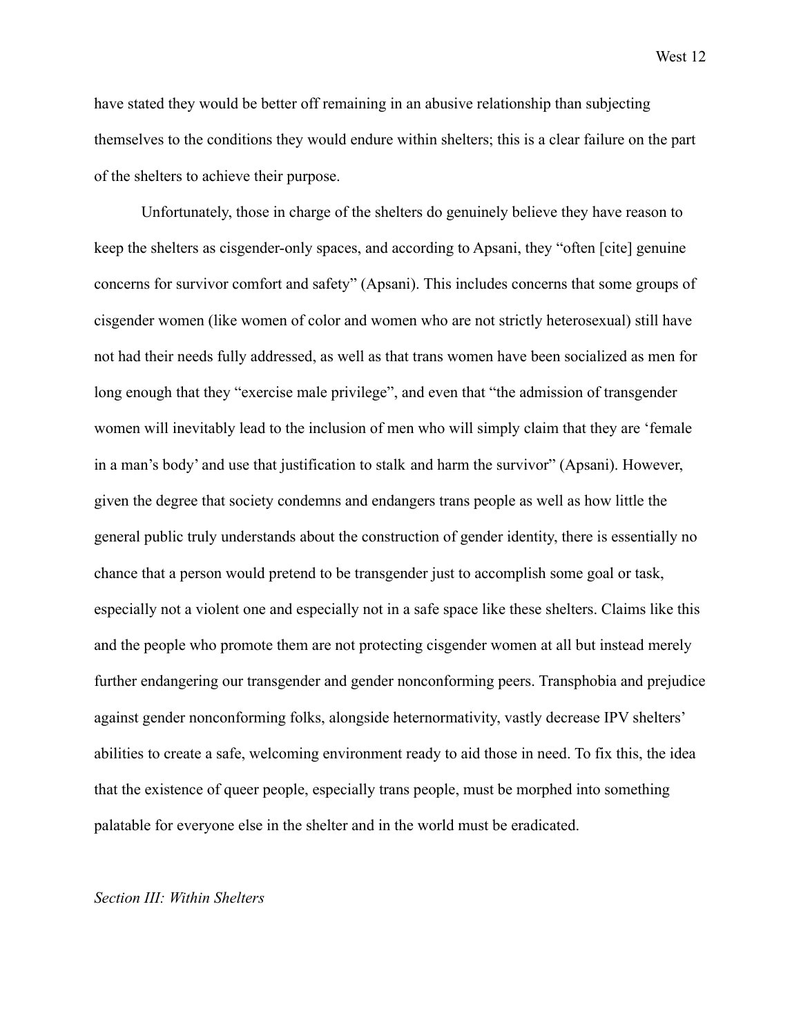have stated they would be better off remaining in an abusive relationship than subjecting themselves to the conditions they would endure within shelters; this is a clear failure on the part of the shelters to achieve their purpose.

Unfortunately, those in charge of the shelters do genuinely believe they have reason to keep the shelters as cisgender-only spaces, and according to Apsani, they "often [cite] genuine concerns for survivor comfort and safety" (Apsani). This includes concerns that some groups of cisgender women (like women of color and women who are not strictly heterosexual) still have not had their needs fully addressed, as well as that trans women have been socialized as men for long enough that they "exercise male privilege", and even that "the admission of transgender women will inevitably lead to the inclusion of men who will simply claim that they are 'female in a man's body' and use that justification to stalk and harm the survivor" (Apsani). However, given the degree that society condemns and endangers trans people as well as how little the general public truly understands about the construction of gender identity, there is essentially no chance that a person would pretend to be transgender just to accomplish some goal or task, especially not a violent one and especially not in a safe space like these shelters. Claims like this and the people who promote them are not protecting cisgender women at all but instead merely further endangering our transgender and gender nonconforming peers. Transphobia and prejudice against gender nonconforming folks, alongside heternormativity, vastly decrease IPV shelters' abilities to create a safe, welcoming environment ready to aid those in need. To fix this, the idea that the existence of queer people, especially trans people, must be morphed into something palatable for everyone else in the shelter and in the world must be eradicated.

*Section III: Within Shelters*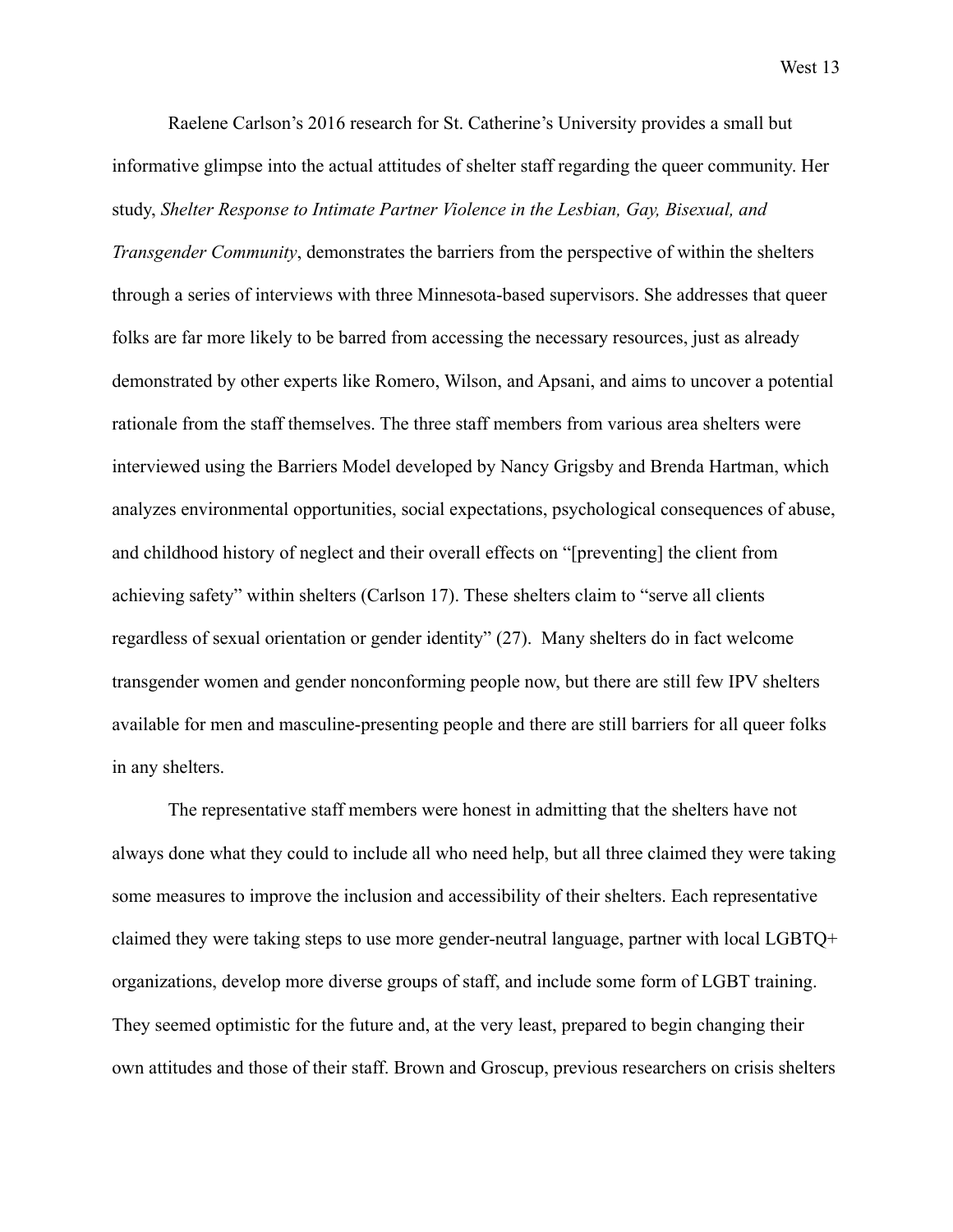Raelene Carlson's 2016 research for St. Catherine's University provides a small but informative glimpse into the actual attitudes of shelter staff regarding the queer community. Her study, *Shelter Response to Intimate Partner Violence in the Lesbian, Gay, Bisexual, and Transgender Community*, demonstrates the barriers from the perspective of within the shelters through a series of interviews with three Minnesota-based supervisors. She addresses that queer folks are far more likely to be barred from accessing the necessary resources, just as already demonstrated by other experts like Romero, Wilson, and Apsani, and aims to uncover a potential rationale from the staff themselves. The three staff members from various area shelters were interviewed using the Barriers Model developed by Nancy Grigsby and Brenda Hartman, which analyzes environmental opportunities, social expectations, psychological consequences of abuse, and childhood history of neglect and their overall effects on "[preventing] the client from achieving safety" within shelters (Carlson 17). These shelters claim to "serve all clients regardless of sexual orientation or gender identity" (27). Many shelters do in fact welcome transgender women and gender nonconforming people now, but there are still few IPV shelters available for men and masculine-presenting people and there are still barriers for all queer folks in any shelters.

The representative staff members were honest in admitting that the shelters have not always done what they could to include all who need help, but all three claimed they were taking some measures to improve the inclusion and accessibility of their shelters. Each representative claimed they were taking steps to use more gender-neutral language, partner with local LGBTQ+ organizations, develop more diverse groups of staff, and include some form of LGBT training. They seemed optimistic for the future and, at the very least, prepared to begin changing their own attitudes and those of their staff. Brown and Groscup, previous researchers on crisis shelters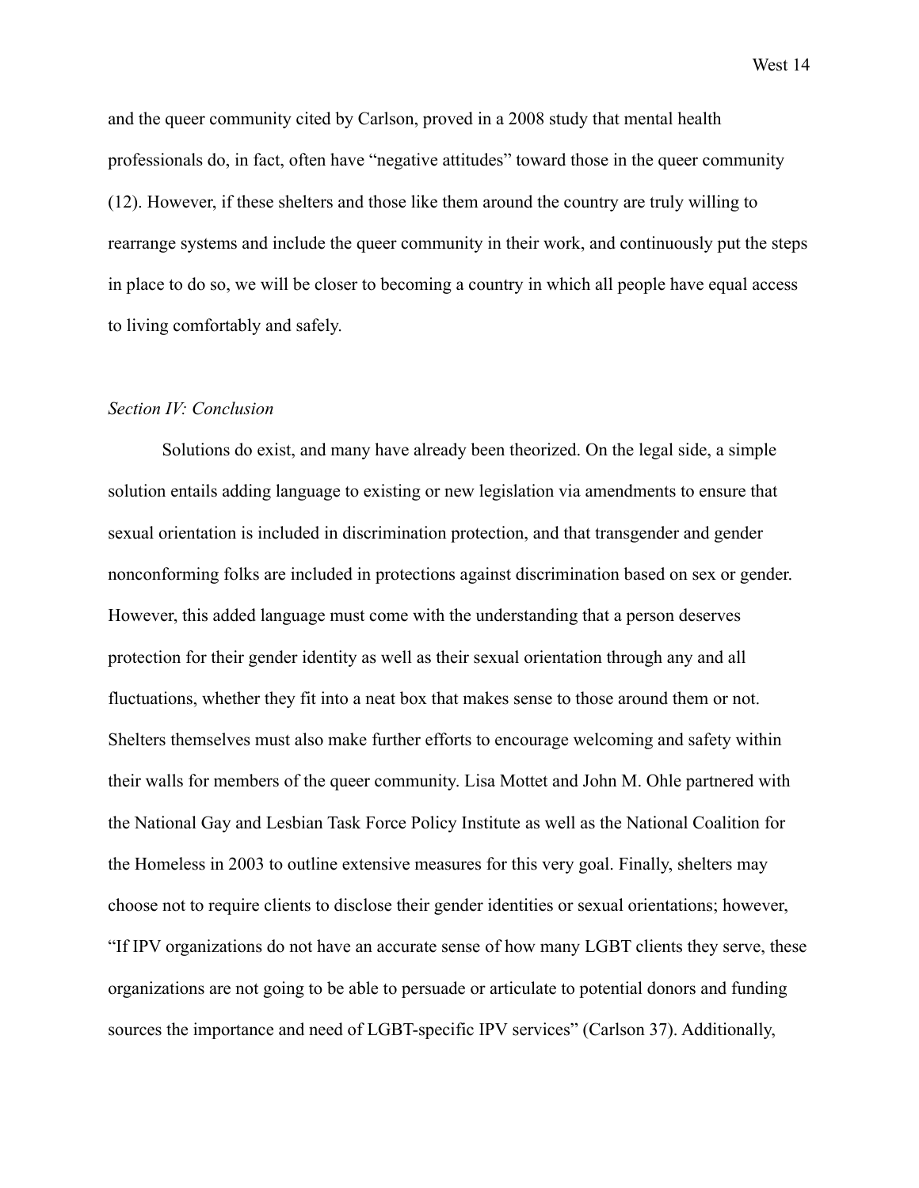and the queer community cited by Carlson, proved in a 2008 study that mental health professionals do, in fact, often have "negative attitudes" toward those in the queer community (12). However, if these shelters and those like them around the country are truly willing to rearrange systems and include the queer community in their work, and continuously put the steps in place to do so, we will be closer to becoming a country in which all people have equal access to living comfortably and safely.

*Section IV: Conclusion*

Solutions do exist, and many have already been theorized. On the legal side, a simple solution entails adding language to existing or new legislation via amendments to ensure that sexual orientation is included in discrimination protection, and that transgender and gender nonconforming folks are included in protections against discrimination based on sex or gender. However, this added language must come with the understanding that a person deserves protection for their gender identity as well as their sexual orientation through any and all fluctuations, whether they fit into a neat box that makes sense to those around them or not. Shelters themselves must also make further efforts to encourage welcoming and safety within their walls for members of the queer community. Lisa Mottet and John M. Ohle partnered with the National Gay and Lesbian Task Force Policy Institute as well as the National Coalition for the Homeless in 2003 to outline extensive measures for this very goal. Finally, shelters may choose not to require clients to disclose their gender identities or sexual orientations; however, "If IPV organizations do not have an accurate sense of how many LGBT clients they serve, these organizations are not going to be able to persuade or articulate to potential donors and funding sources the importance and need of LGBT-specific IPV services" (Carlson 37). Additionally,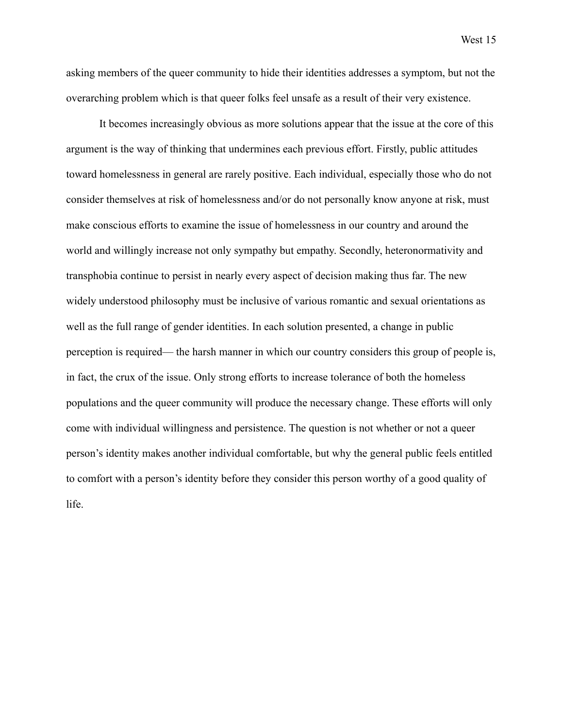asking members of the queer community to hide their identities addresses a symptom, but not the overarching problem which is that queer folks feel unsafe as a result of their very existence.

It becomes increasingly obvious as more solutions appear that the issue at the core of this argument is the way of thinking that undermines each previous effort. Firstly, public attitudes toward homelessness in general are rarely positive. Each individual, especially those who do not consider themselves at risk of homelessness and/or do not personally know anyone at risk, must make conscious efforts to examine the issue of homelessness in our country and around the world and willingly increase not only sympathy but empathy. Secondly, heteronormativity and transphobia continue to persist in nearly every aspect of decision making thus far. The new widely understood philosophy must be inclusive of various romantic and sexual orientations as well as the full range of gender identities. In each solution presented, a change in public perception is required— the harsh manner in which our country considers this group of people is, in fact, the crux of the issue. Only strong efforts to increase tolerance of both the homeless populations and the queer community will produce the necessary change. These efforts will only come with individual willingness and persistence. The question is not whether or not a queer person's identity makes another individual comfortable, but why the general public feels entitled to comfort with a person's identity before they consider this person worthy of a good quality of life.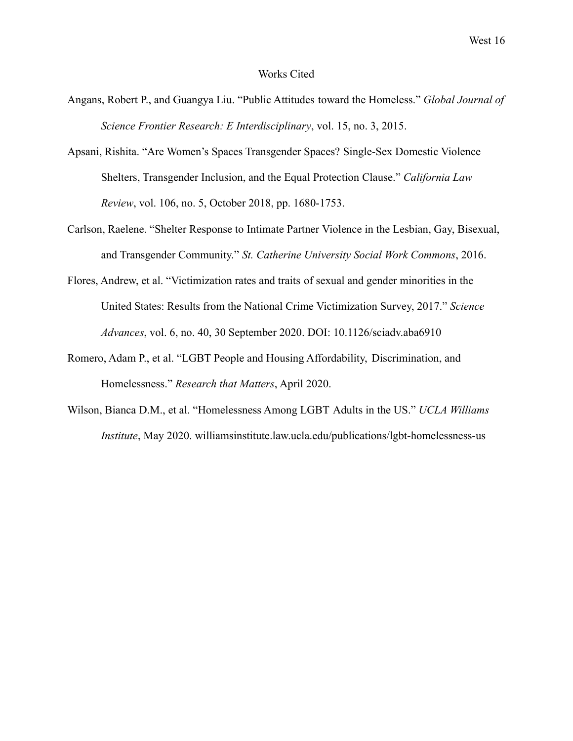# Works Cited

Angans, Robert P., and Guangya Liu. "Public Attitudes toward the Homeless." *Global Journal of Science Frontier Research: E Interdisciplinary*, vol. 15, no. 3, 2015.

Apsani, Rishita. "Are Women's Spaces Transgender Spaces? Single-Sex Domestic Violence Shelters, Transgender Inclusion, and the Equal Protection Clause." *California Law Review*, vol. 106, no. 5, October 2018, pp. 1680-1753.

Carlson, Raelene. "Shelter Response to Intimate Partner Violence in the Lesbian, Gay, Bisexual, and Transgender Community." *St. Catherine University Social Work Commons*, 2016.

Flores, Andrew, et al. "Victimization rates and traits of sexual and gender minorities in the United States: Results from the National Crime Victimization Survey, 2017." *Science Advances*, vol. 6, no. 40, 30 September 2020. DOI: 10.1126/sciadv.aba6910

Romero, Adam P., et al. "LGBT People and Housing Affordability, Discrimination, and Homelessness." *Research that Matters*, April 2020.

Wilson, Bianca D.M., et al. "Homelessness Among LGBT Adults in the US." *UCLA Williams Institute*, May 2020. williamsinstitute.law.ucla.edu/publications/lgbt-homelessness-us